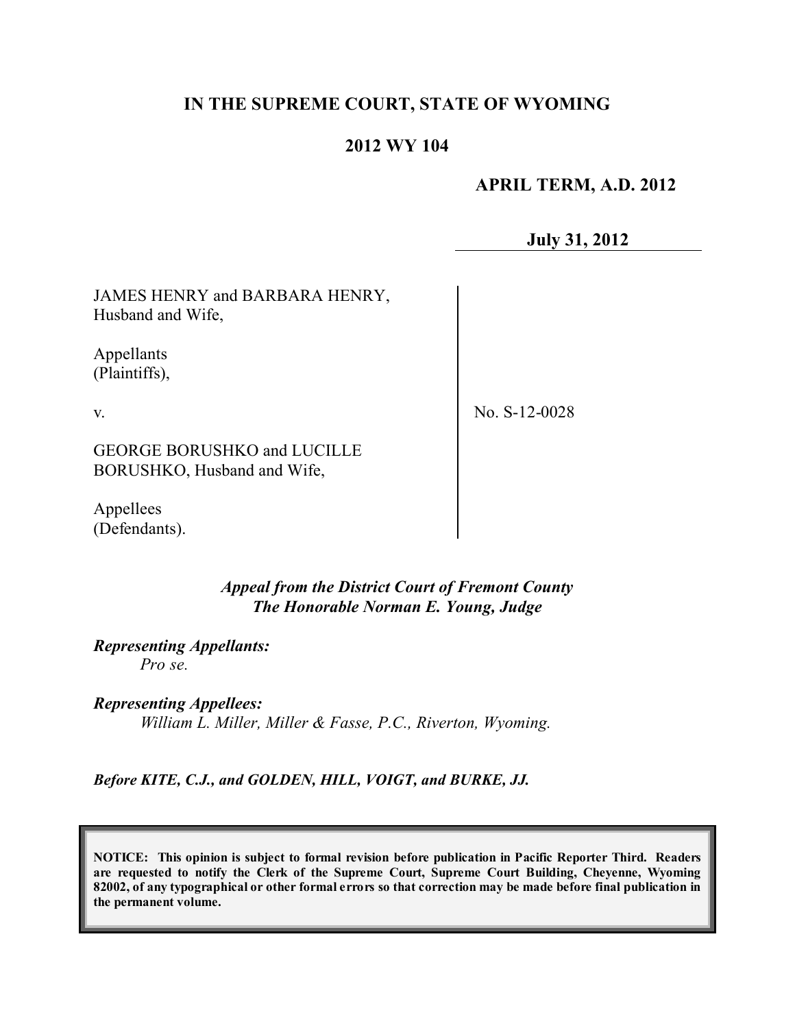# IN THE SUPREME COURT, STATE OF WYOMING

## 2012 WY 104

**APRIL TERM, A.D. 2012**

**July 31, 2012**

JAMES HENRY and BARBARA HENRY, Husband and Wife,

Appellants (Plaintiffs),

v.

GEORGE BORUSHKO and LUCILLE BORUSHKO, Husband and Wife,

Appellees (Defendants).

No. S-12-0028

*Appeal from the District Court of Fremont County*
*The Honorable Norman E. Young, Judge*

***Representing Appellants:***
*Pro se.*

***Representing Appellees:***
*William L. Miller, Miller & Fasse, P.C., Riverton, Wyoming.*

***Before KITE, C.J., and GOLDEN, HILL, VOIGT, and BURKE, JJ.***

**NOTICE: This opinion is subject to formal revision before publication in Pacific Reporter Third. Readers are requested to notify the Clerk of the Supreme Court, Supreme Court Building, Cheyenne, Wyoming 82002, of any typographical or other formal errors so that correction may be made before final publication in the permanent volume.**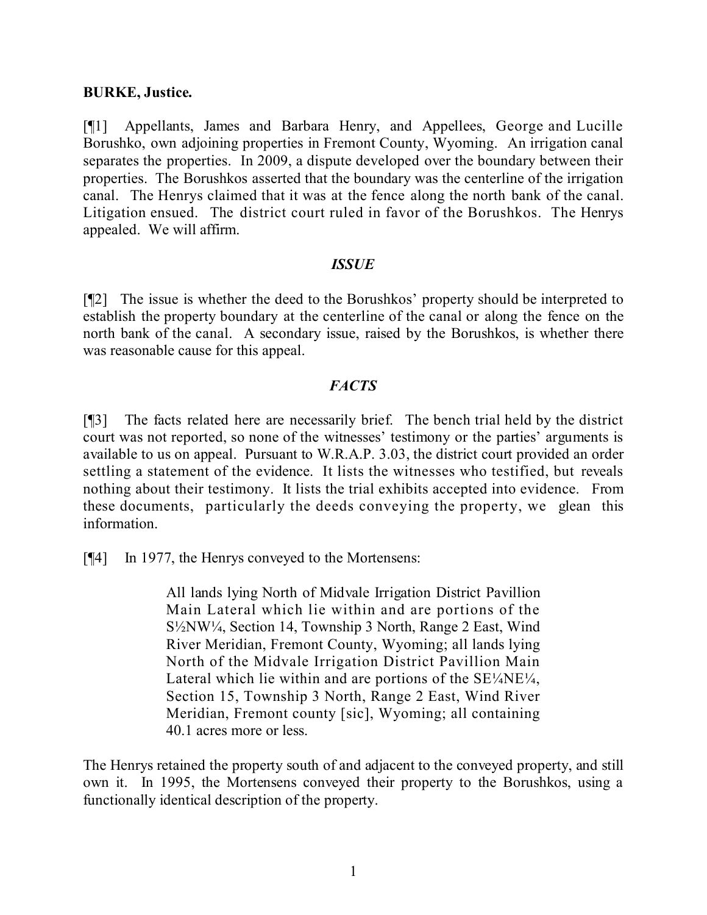**BURKE, Justice.**

[¶1] Appellants, James and Barbara Henry, and Appellees, George and Lucille Borushko, own adjoining properties in Fremont County, Wyoming. An irrigation canal separates the properties. In 2009, a dispute developed over the boundary between their properties. The Borushkos asserted that the boundary was the centerline of the irrigation canal. The Henrys claimed that it was at the fence along the north bank of the canal. Litigation ensued. The district court ruled in favor of the Borushkos. The Henrys appealed. We will affirm.

## *ISSUE*

[¶2] The issue is whether the deed to the Borushkos' property should be interpreted to establish the property boundary at the centerline of the canal or along the fence on the north bank of the canal. A secondary issue, raised by the Borushkos, is whether there was reasonable cause for this appeal.

## *FACTS*

[¶3] The facts related here are necessarily brief. The bench trial held by the district court was not reported, so none of the witnesses' testimony or the parties' arguments is available to us on appeal. Pursuant to W.R.A.P. 3.03, the district court provided an order settling a statement of the evidence. It lists the witnesses who testified, but reveals nothing about their testimony. It lists the trial exhibits accepted into evidence. From these documents, particularly the deeds conveying the property, we glean this information.

[¶4] In 1977, the Henrys conveyed to the Mortensens:

> All lands lying North of Midvale Irrigation District Pavillion Main Lateral which lie within and are portions of the S½NW¼, Section 14, Township 3 North, Range 2 East, Wind River Meridian, Fremont County, Wyoming; all lands lying North of the Midvale Irrigation District Pavillion Main Lateral which lie within and are portions of the SE¼NE¼, Section 15, Township 3 North, Range 2 East, Wind River Meridian, Fremont county [sic], Wyoming; all containing 40.1 acres more or less.

The Henrys retained the property south of and adjacent to the conveyed property, and still own it. In 1995, the Mortensens conveyed their property to the Borushkos, using a functionally identical description of the property.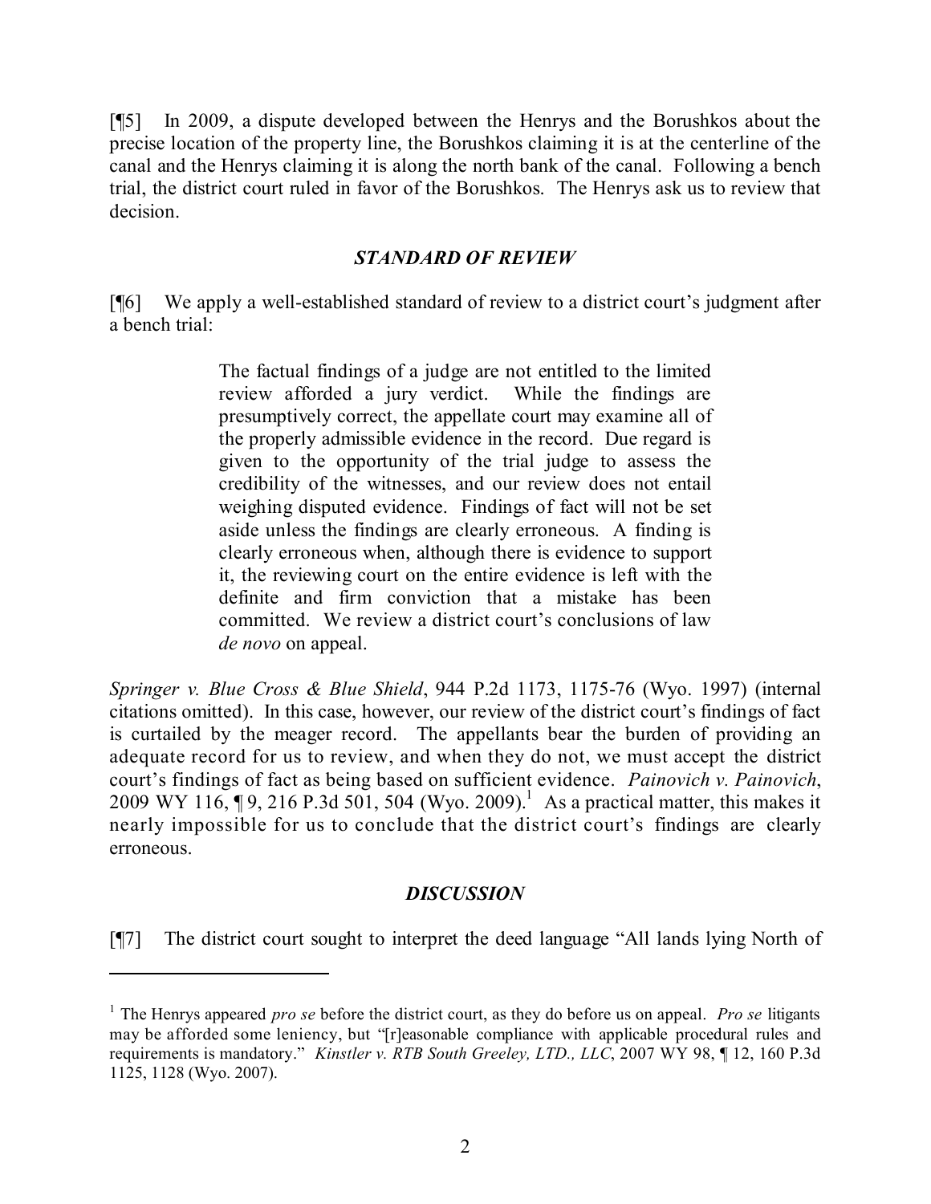[¶5] In 2009, a dispute developed between the Henrys and the Borushkos about the precise location of the property line, the Borushkos claiming it is at the centerline of the canal and the Henrys claiming it is along the north bank of the canal. Following a bench trial, the district court ruled in favor of the Borushkos. The Henrys ask us to review that decision.

### *STANDARD OF REVIEW*

[¶6] We apply a well-established standard of review to a district court's judgment after a bench trial:

> The factual findings of a judge are not entitled to the limited review afforded a jury verdict. While the findings are presumptively correct, the appellate court may examine all of the properly admissible evidence in the record. Due regard is given to the opportunity of the trial judge to assess the credibility of the witnesses, and our review does not entail weighing disputed evidence. Findings of fact will not be set aside unless the findings are clearly erroneous. A finding is clearly erroneous when, although there is evidence to support it, the reviewing court on the entire evidence is left with the definite and firm conviction that a mistake has been committed. We review a district court's conclusions of law *de novo* on appeal.

*Springer v. Blue Cross & Blue Shield*, 944 P.2d 1173, 1175-76 (Wyo. 1997) (internal citations omitted). In this case, however, our review of the district court's findings of fact is curtailed by the meager record. The appellants bear the burden of providing an adequate record for us to review, and when they do not, we must accept the district court's findings of fact as being based on sufficient evidence. *Painovich v. Painovich*, 2009 WY 116, ¶ 9, 216 P.3d 501, 504 (Wyo. 2009).[1] As a practical matter, this makes it nearly impossible for us to conclude that the district court's findings are clearly erroneous.

### *DISCUSSION*

[¶7] The district court sought to interpret the deed language "All lands lying North of

---

[1] The Henrys appeared *pro se* before the district court, as they do before us on appeal. *Pro se* litigants may be afforded some leniency, but "[r]easonable compliance with applicable procedural rules and requirements is mandatory." *Kinstler v. RTB South Greeley, LTD., LLC*, 2007 WY 98, ¶ 12, 160 P.3d 1125, 1128 (Wyo. 2007).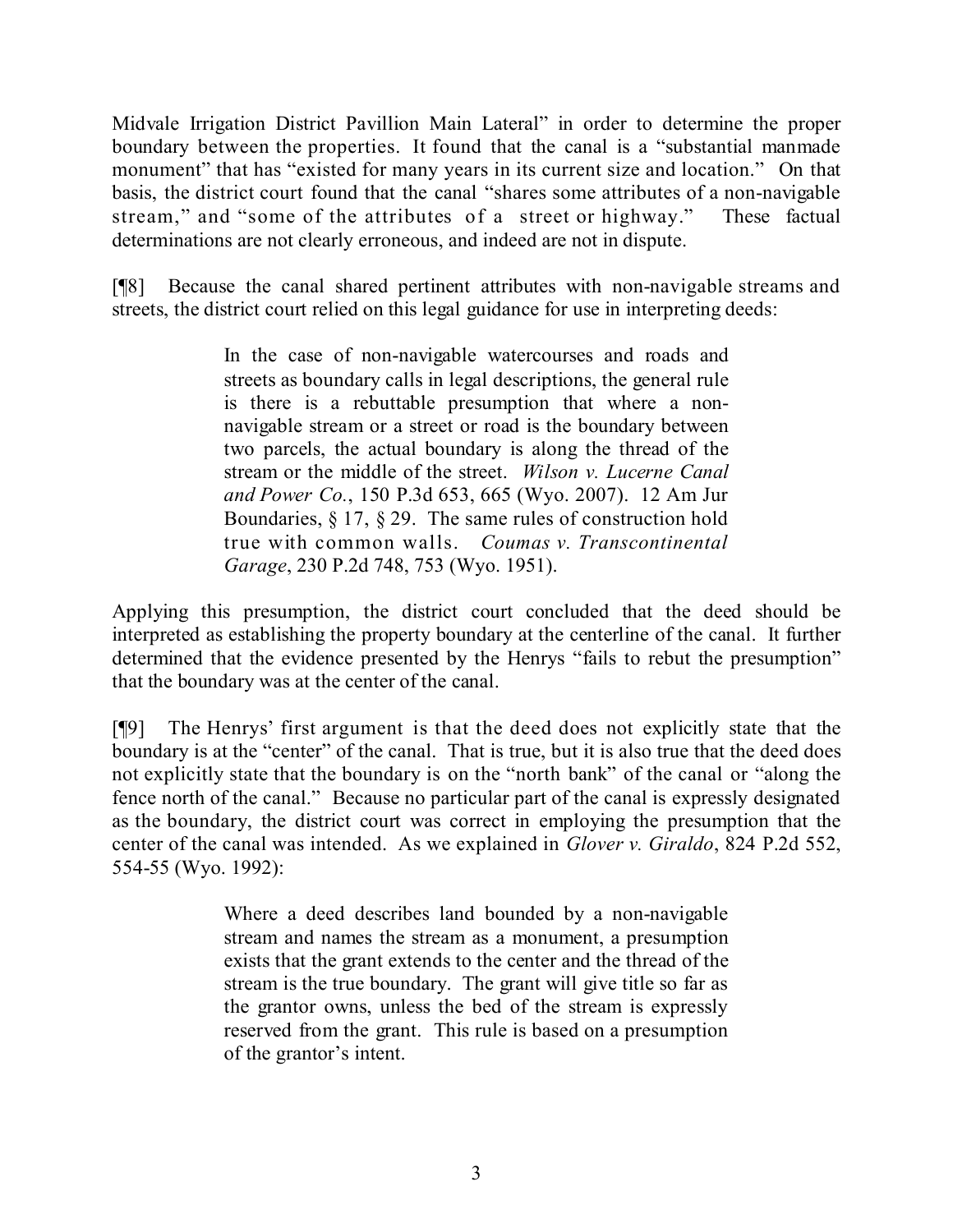Midvale Irrigation District Pavillion Main Lateral" in order to determine the proper boundary between the properties. It found that the canal is a "substantial manmade monument" that has "existed for many years in its current size and location." On that basis, the district court found that the canal "shares some attributes of a non-navigable stream," and "some of the attributes of a street or highway." These factual determinations are not clearly erroneous, and indeed are not in dispute.

[¶8] Because the canal shared pertinent attributes with non-navigable streams and streets, the district court relied on this legal guidance for use in interpreting deeds:

> In the case of non-navigable watercourses and roads and streets as boundary calls in legal descriptions, the general rule is there is a rebuttable presumption that where a non-navigable stream or a street or road is the boundary between two parcels, the actual boundary is along the thread of the stream or the middle of the street. *Wilson v. Lucerne Canal and Power Co.*, 150 P.3d 653, 665 (Wyo. 2007). 12 Am Jur Boundaries, § 17, § 29. The same rules of construction hold true with common walls. *Coumas v. Transcontinental Garage*, 230 P.2d 748, 753 (Wyo. 1951).

Applying this presumption, the district court concluded that the deed should be interpreted as establishing the property boundary at the centerline of the canal. It further determined that the evidence presented by the Henrys "fails to rebut the presumption" that the boundary was at the center of the canal.

[¶9] The Henrys' first argument is that the deed does not explicitly state that the boundary is at the "center" of the canal. That is true, but it is also true that the deed does not explicitly state that the boundary is on the "north bank" of the canal or "along the fence north of the canal." Because no particular part of the canal is expressly designated as the boundary, the district court was correct in employing the presumption that the center of the canal was intended. As we explained in *Glover v. Giraldo*, 824 P.2d 552, 554-55 (Wyo. 1992):

> Where a deed describes land bounded by a non-navigable stream and names the stream as a monument, a presumption exists that the grant extends to the center and the thread of the stream is the true boundary. The grant will give title so far as the grantor owns, unless the bed of the stream is expressly reserved from the grant. This rule is based on a presumption of the grantor's intent.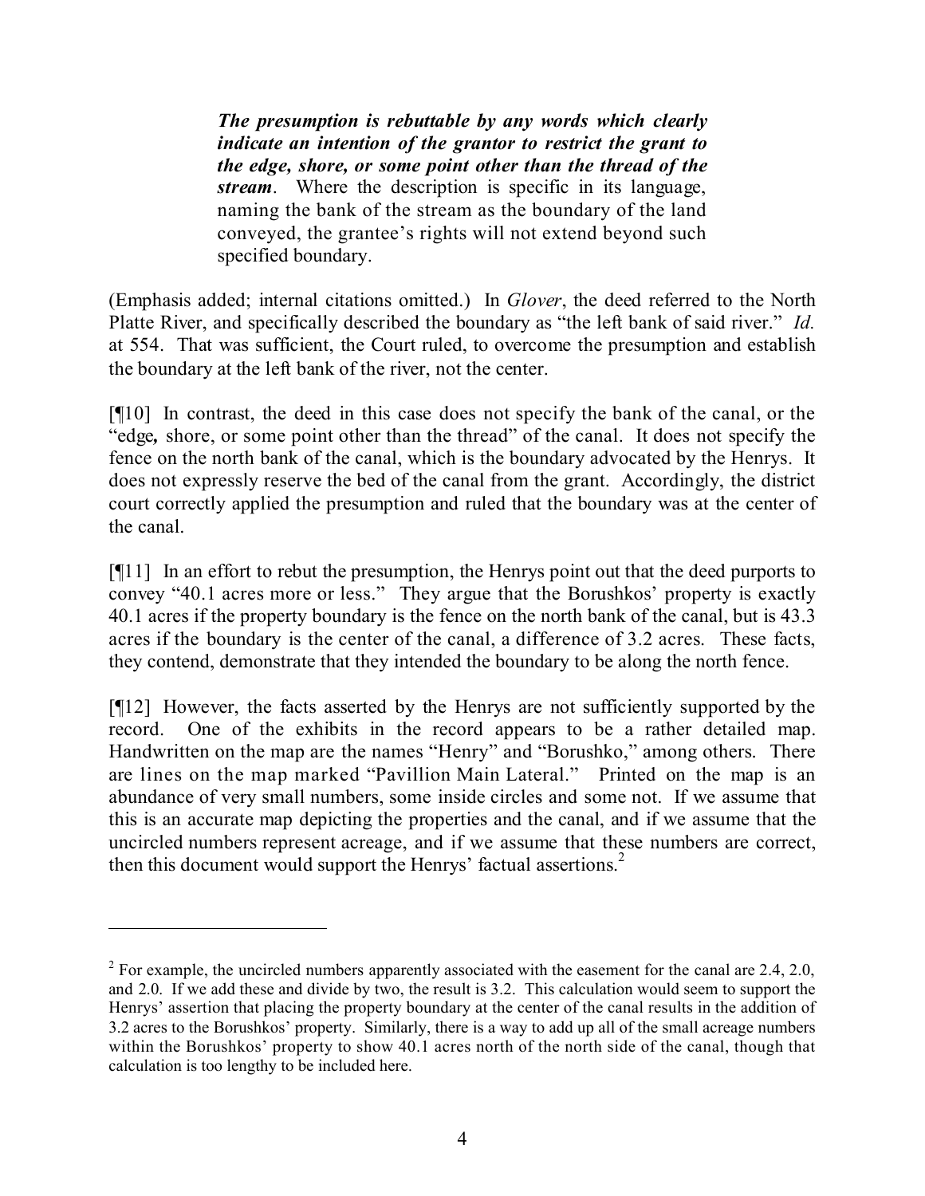> ***The presumption is rebuttable by any words which clearly indicate an intention of the grantor to restrict the grant to the edge, shore, or some point other than the thread of the stream***. Where the description is specific in its language, naming the bank of the stream as the boundary of the land conveyed, the grantee's rights will not extend beyond such specified boundary.

(Emphasis added; internal citations omitted.) In *Glover*, the deed referred to the North Platte River, and specifically described the boundary as "the left bank of said river." *Id.* at 554. That was sufficient, the Court ruled, to overcome the presumption and establish the boundary at the left bank of the river, not the center.

[¶10] In contrast, the deed in this case does not specify the bank of the canal, or the "edge, shore, or some point other than the thread" of the canal. It does not specify the fence on the north bank of the canal, which is the boundary advocated by the Henrys. It does not expressly reserve the bed of the canal from the grant. Accordingly, the district court correctly applied the presumption and ruled that the boundary was at the center of the canal.

[¶11] In an effort to rebut the presumption, the Henrys point out that the deed purports to convey "40.1 acres more or less." They argue that the Borushkos' property is exactly 40.1 acres if the property boundary is the fence on the north bank of the canal, but is 43.3 acres if the boundary is the center of the canal, a difference of 3.2 acres. These facts, they contend, demonstrate that they intended the boundary to be along the north fence.

[¶12] However, the facts asserted by the Henrys are not sufficiently supported by the record. One of the exhibits in the record appears to be a rather detailed map. Handwritten on the map are the names "Henry" and "Borushko," among others. There are lines on the map marked "Pavillion Main Lateral." Printed on the map is an abundance of very small numbers, some inside circles and some not. If we assume that this is an accurate map depicting the properties and the canal, and if we assume that the uncircled numbers represent acreage, and if we assume that these numbers are correct, then this document would support the Henrys' factual assertions.[2]

---

[2] For example, the uncircled numbers apparently associated with the easement for the canal are 2.4, 2.0, and 2.0. If we add these and divide by two, the result is 3.2. This calculation would seem to support the Henrys' assertion that placing the property boundary at the center of the canal results in the addition of 3.2 acres to the Borushkos' property. Similarly, there is a way to add up all of the small acreage numbers within the Borushkos' property to show 40.1 acres north of the north side of the canal, though that calculation is too lengthy to be included here.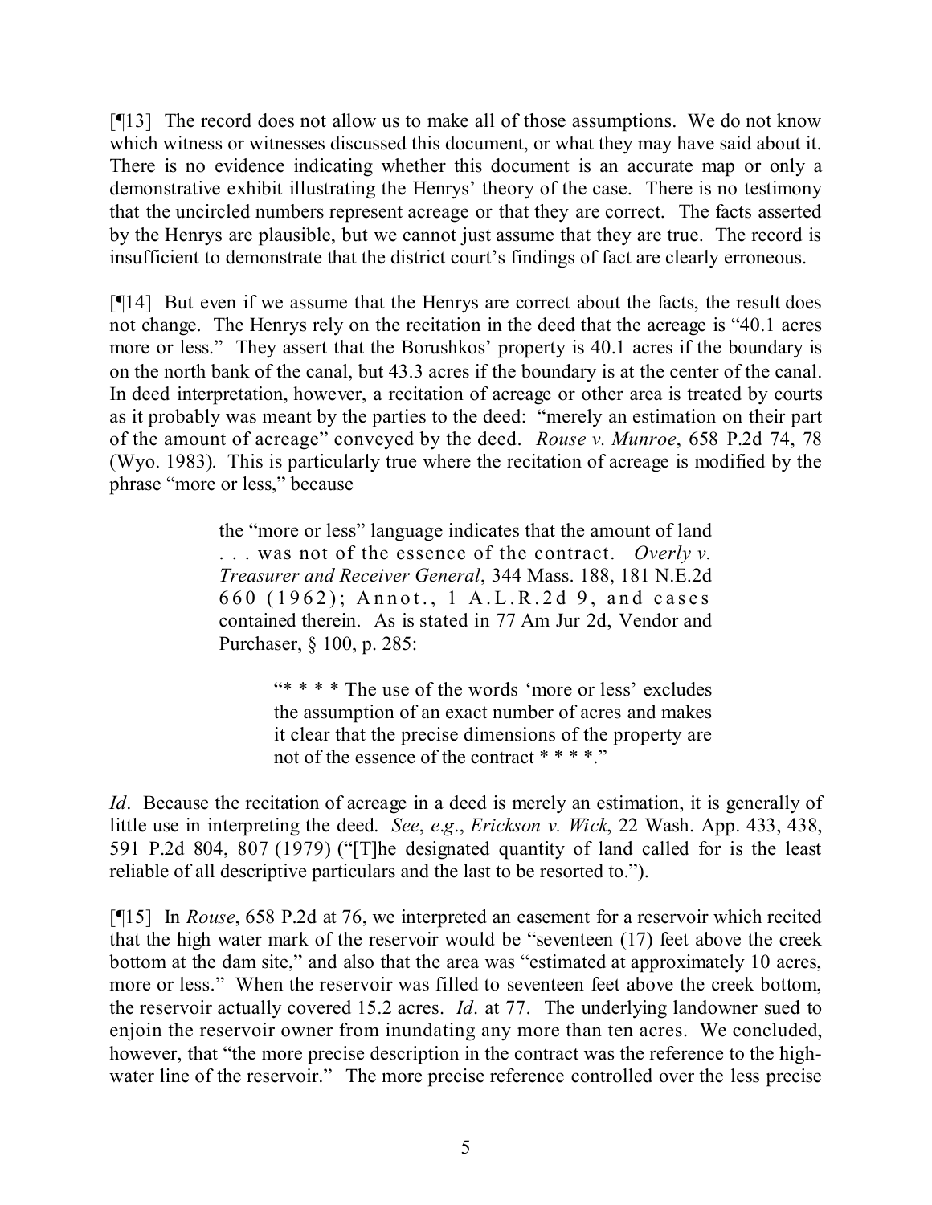[¶13] The record does not allow us to make all of those assumptions. We do not know which witness or witnesses discussed this document, or what they may have said about it. There is no evidence indicating whether this document is an accurate map or only a demonstrative exhibit illustrating the Henrys' theory of the case. There is no testimony that the uncircled numbers represent acreage or that they are correct. The facts asserted by the Henrys are plausible, but we cannot just assume that they are true. The record is insufficient to demonstrate that the district court's findings of fact are clearly erroneous.

[¶14] But even if we assume that the Henrys are correct about the facts, the result does not change. The Henrys rely on the recitation in the deed that the acreage is "40.1 acres more or less." They assert that the Borushkos' property is 40.1 acres if the boundary is on the north bank of the canal, but 43.3 acres if the boundary is at the center of the canal. In deed interpretation, however, a recitation of acreage or other area is treated by courts as it probably was meant by the parties to the deed: "merely an estimation on their part of the amount of acreage" conveyed by the deed. *Rouse v. Munroe*, 658 P.2d 74, 78 (Wyo. 1983). This is particularly true where the recitation of acreage is modified by the phrase "more or less," because

> the "more or less" language indicates that the amount of land . . . was not of the essence of the contract. *Overly v. Treasurer and Receiver General*, 344 Mass. 188, 181 N.E.2d 660 (1962); Annot., 1 A.L.R.2d 9, and cases contained therein. As is stated in 77 Am Jur 2d, Vendor and Purchaser, § 100, p. 285:
>
> > "* * * * The use of the words 'more or less' excludes the assumption of an exact number of acres and makes it clear that the precise dimensions of the property are not of the essence of the contract * * * *."

*Id*. Because the recitation of acreage in a deed is merely an estimation, it is generally of little use in interpreting the deed. *See*, *e.g*., *Erickson v. Wick*, 22 Wash. App. 433, 438, 591 P.2d 804, 807 (1979) ("[T]he designated quantity of land called for is the least reliable of all descriptive particulars and the last to be resorted to.").

[¶15] In *Rouse*, 658 P.2d at 76, we interpreted an easement for a reservoir which recited that the high water mark of the reservoir would be "seventeen (17) feet above the creek bottom at the dam site," and also that the area was "estimated at approximately 10 acres, more or less." When the reservoir was filled to seventeen feet above the creek bottom, the reservoir actually covered 15.2 acres. *Id*. at 77. The underlying landowner sued to enjoin the reservoir owner from inundating any more than ten acres. We concluded, however, that "the more precise description in the contract was the reference to the high-water line of the reservoir." The more precise reference controlled over the less precise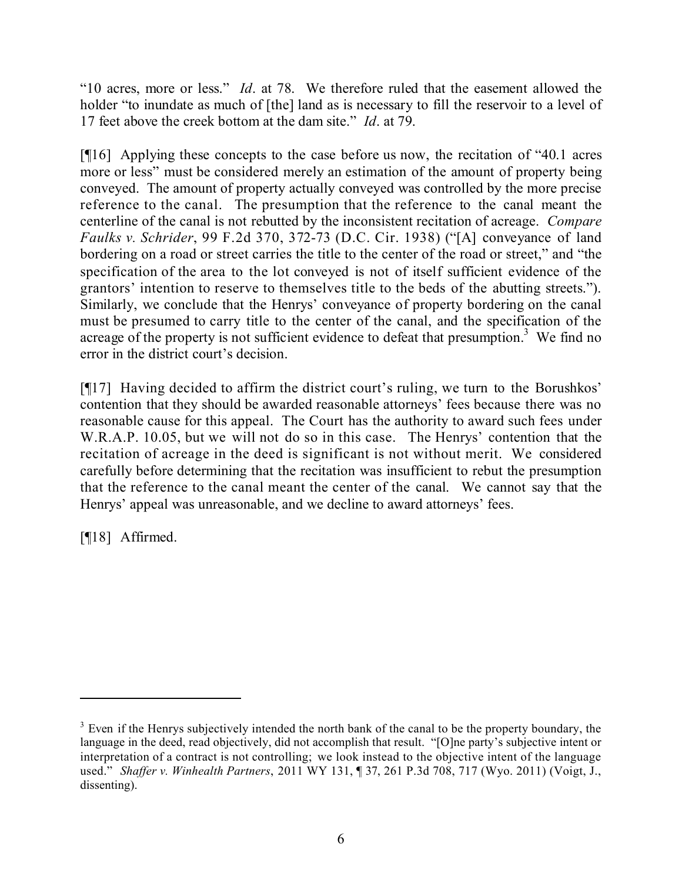"10 acres, more or less." *Id*. at 78. We therefore ruled that the easement allowed the holder "to inundate as much of [the] land as is necessary to fill the reservoir to a level of 17 feet above the creek bottom at the dam site." *Id*. at 79.

[¶16] Applying these concepts to the case before us now, the recitation of "40.1 acres more or less" must be considered merely an estimation of the amount of property being conveyed. The amount of property actually conveyed was controlled by the more precise reference to the canal. The presumption that the reference to the canal meant the centerline of the canal is not rebutted by the inconsistent recitation of acreage. *Compare Faulks v. Schrider*, 99 F.2d 370, 372-73 (D.C. Cir. 1938) ("[A] conveyance of land bordering on a road or street carries the title to the center of the road or street," and "the specification of the area to the lot conveyed is not of itself sufficient evidence of the grantors' intention to reserve to themselves title to the beds of the abutting streets."). Similarly, we conclude that the Henrys' conveyance of property bordering on the canal must be presumed to carry title to the center of the canal, and the specification of the acreage of the property is not sufficient evidence to defeat that presumption.[3] We find no error in the district court's decision.

[¶17] Having decided to affirm the district court's ruling, we turn to the Borushkos' contention that they should be awarded reasonable attorneys' fees because there was no reasonable cause for this appeal. The Court has the authority to award such fees under W.R.A.P. 10.05, but we will not do so in this case. The Henrys' contention that the recitation of acreage in the deed is significant is not without merit. We considered carefully before determining that the recitation was insufficient to rebut the presumption that the reference to the canal meant the center of the canal. We cannot say that the Henrys' appeal was unreasonable, and we decline to award attorneys' fees.

[¶18] Affirmed.

---

[3] Even if the Henrys subjectively intended the north bank of the canal to be the property boundary, the language in the deed, read objectively, did not accomplish that result. "[O]ne party's subjective intent or interpretation of a contract is not controlling; we look instead to the objective intent of the language used." *Shaffer v. Winhealth Partners*, 2011 WY 131, ¶ 37, 261 P.3d 708, 717 (Wyo. 2011) (Voigt, J., dissenting).